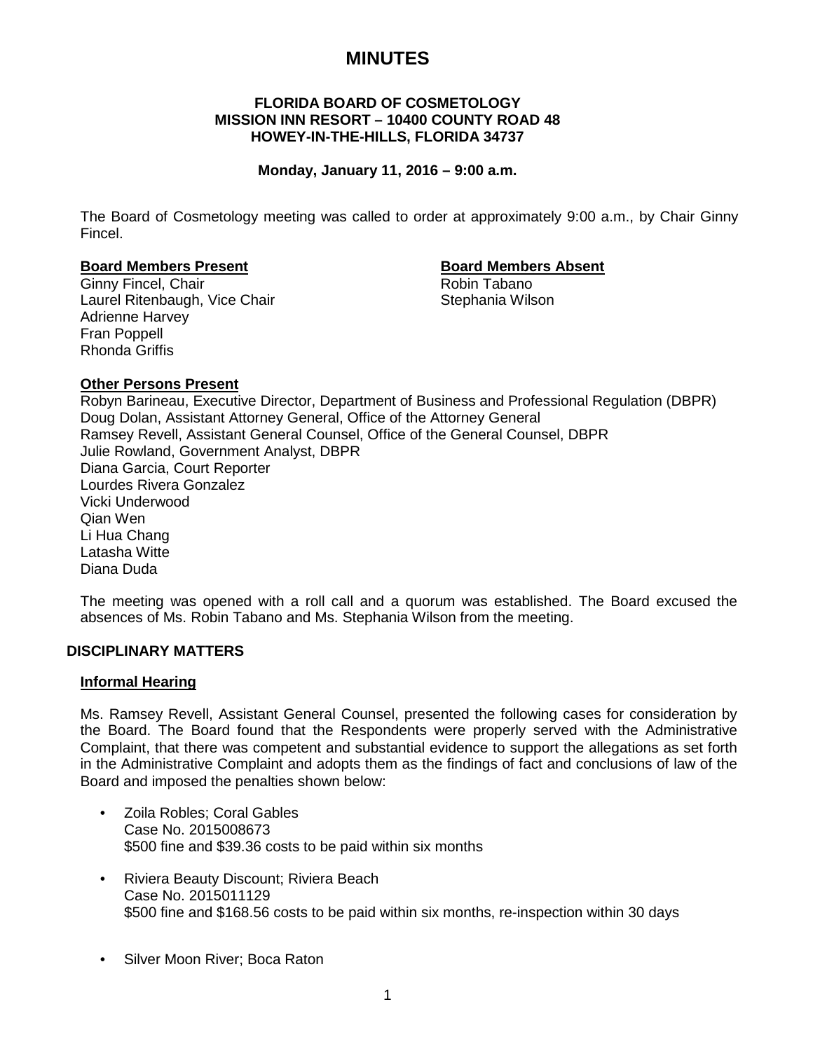# MINUTES

**FLORIDA BOARD OF COSMETOLOGY**
**MISSION INN RESORT – 10400 COUNTY ROAD 48**
**HOWEY-IN-THE-HILLS, FLORIDA 34737**

**Monday, January 11, 2016 – 9:00 a.m.**

The Board of Cosmetology meeting was called to order at approximately 9:00 a.m., by Chair Ginny Fincel.

**Board Members Present**

Ginny Fincel, Chair
Laurel Ritenbaugh, Vice Chair
Adrienne Harvey
Fran Poppell
Rhonda Griffis

**Board Members Absent**

Robin Tabano
Stephania Wilson

**Other Persons Present**

Robyn Barineau, Executive Director, Department of Business and Professional Regulation (DBPR)
Doug Dolan, Assistant Attorney General, Office of the Attorney General
Ramsey Revell, Assistant General Counsel, Office of the General Counsel, DBPR
Julie Rowland, Government Analyst, DBPR
Diana Garcia, Court Reporter
Lourdes Rivera Gonzalez
Vicki Underwood
Qian Wen
Li Hua Chang
Latasha Witte
Diana Duda

The meeting was opened with a roll call and a quorum was established. The Board excused the absences of Ms. Robin Tabano and Ms. Stephania Wilson from the meeting.

## DISCIPLINARY MATTERS

**Informal Hearing**

Ms. Ramsey Revell, Assistant General Counsel, presented the following cases for consideration by the Board. The Board found that the Respondents were properly served with the Administrative Complaint, that there was competent and substantial evidence to support the allegations as set forth in the Administrative Complaint and adopts them as the findings of fact and conclusions of law of the Board and imposed the penalties shown below:

- Zoila Robles; Coral Gables
  Case No. 2015008673
  $500 fine and $39.36 costs to be paid within six months
- Riviera Beauty Discount; Riviera Beach
  Case No. 2015011129
  $500 fine and $168.56 costs to be paid within six months, re-inspection within 30 days
- Silver Moon River; Boca Raton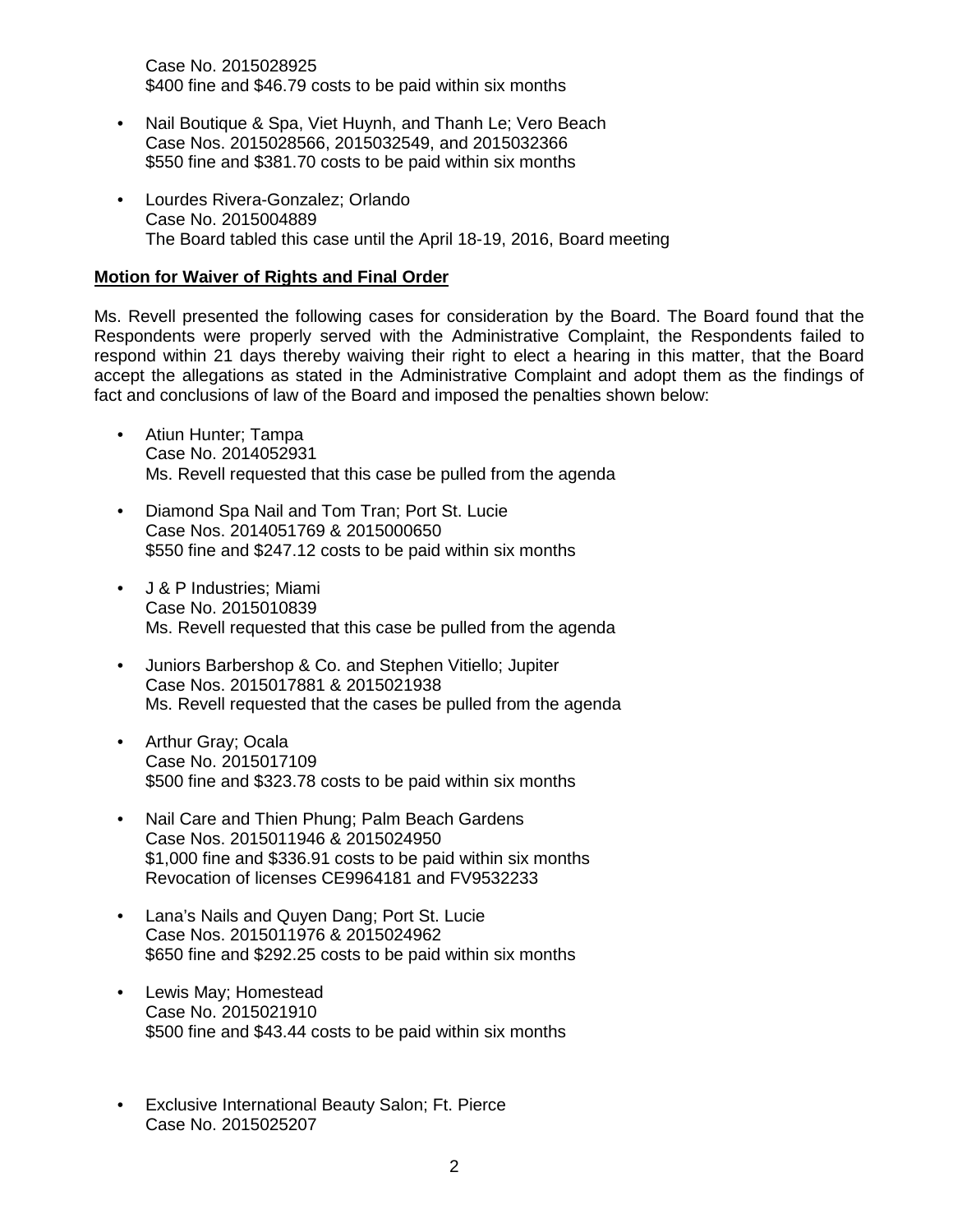Case No. 2015028925
$400 fine and $46.79 costs to be paid within six months

- Nail Boutique & Spa, Viet Huynh, and Thanh Le; Vero Beach
  Case Nos. 2015028566, 2015032549, and 2015032366
  $550 fine and $381.70 costs to be paid within six months

- Lourdes Rivera-Gonzalez; Orlando
  Case No. 2015004889
  The Board tabled this case until the April 18-19, 2016, Board meeting

**Motion for Waiver of Rights and Final Order**

Ms. Revell presented the following cases for consideration by the Board. The Board found that the Respondents were properly served with the Administrative Complaint, the Respondents failed to respond within 21 days thereby waiving their right to elect a hearing in this matter, that the Board accept the allegations as stated in the Administrative Complaint and adopt them as the findings of fact and conclusions of law of the Board and imposed the penalties shown below:

- Atiun Hunter; Tampa
  Case No. 2014052931
  Ms. Revell requested that this case be pulled from the agenda

- Diamond Spa Nail and Tom Tran; Port St. Lucie
  Case Nos. 2014051769 & 2015000650
  $550 fine and $247.12 costs to be paid within six months

- J & P Industries; Miami
  Case No. 2015010839
  Ms. Revell requested that this case be pulled from the agenda

- Juniors Barbershop & Co. and Stephen Vitiello; Jupiter
  Case Nos. 2015017881 & 2015021938
  Ms. Revell requested that the cases be pulled from the agenda

- Arthur Gray; Ocala
  Case No. 2015017109
  $500 fine and $323.78 costs to be paid within six months

- Nail Care and Thien Phung; Palm Beach Gardens
  Case Nos. 2015011946 & 2015024950
  $1,000 fine and $336.91 costs to be paid within six months
  Revocation of licenses CE9964181 and FV9532233

- Lana's Nails and Quyen Dang; Port St. Lucie
  Case Nos. 2015011976 & 2015024962
  $650 fine and $292.25 costs to be paid within six months

- Lewis May; Homestead
  Case No. 2015021910
  $500 fine and $43.44 costs to be paid within six months

- Exclusive International Beauty Salon; Ft. Pierce
  Case No. 2015025207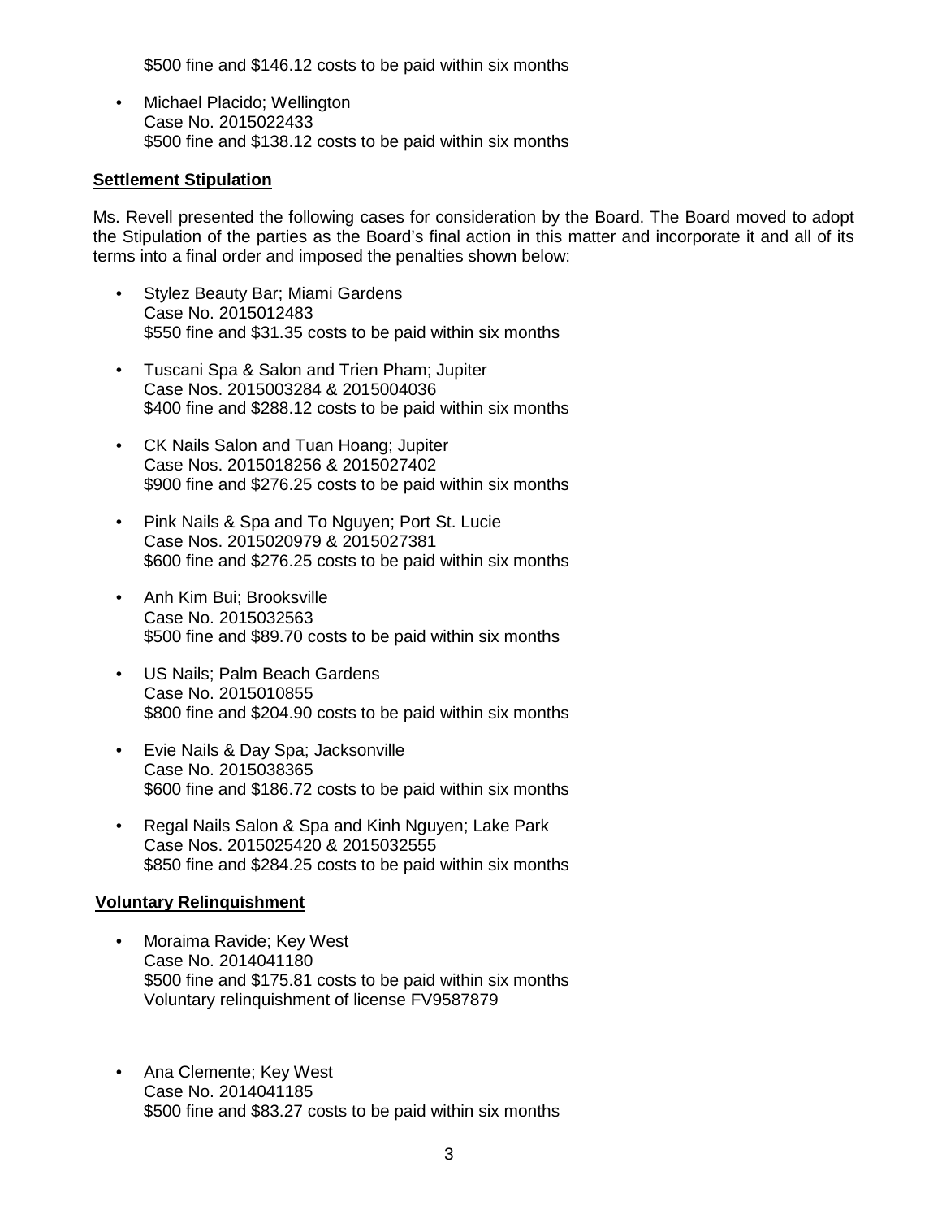$500 fine and $146.12 costs to be paid within six months

- Michael Placido; Wellington
  Case No. 2015022433
  $500 fine and $138.12 costs to be paid within six months

**Settlement Stipulation**

Ms. Revell presented the following cases for consideration by the Board. The Board moved to adopt the Stipulation of the parties as the Board's final action in this matter and incorporate it and all of its terms into a final order and imposed the penalties shown below:

- Stylez Beauty Bar; Miami Gardens
  Case No. 2015012483
  $550 fine and $31.35 costs to be paid within six months

- Tuscani Spa & Salon and Trien Pham; Jupiter
  Case Nos. 2015003284 & 2015004036
  $400 fine and $288.12 costs to be paid within six months

- CK Nails Salon and Tuan Hoang; Jupiter
  Case Nos. 2015018256 & 2015027402
  $900 fine and $276.25 costs to be paid within six months

- Pink Nails & Spa and To Nguyen; Port St. Lucie
  Case Nos. 2015020979 & 2015027381
  $600 fine and $276.25 costs to be paid within six months

- Anh Kim Bui; Brooksville
  Case No. 2015032563
  $500 fine and $89.70 costs to be paid within six months

- US Nails; Palm Beach Gardens
  Case No. 2015010855
  $800 fine and $204.90 costs to be paid within six months

- Evie Nails & Day Spa; Jacksonville
  Case No. 2015038365
  $600 fine and $186.72 costs to be paid within six months

- Regal Nails Salon & Spa and Kinh Nguyen; Lake Park
  Case Nos. 2015025420 & 2015032555
  $850 fine and $284.25 costs to be paid within six months

**Voluntary Relinquishment**

- Moraima Ravide; Key West
  Case No. 2014041180
  $500 fine and $175.81 costs to be paid within six months
  Voluntary relinquishment of license FV9587879

- Ana Clemente; Key West
  Case No. 2014041185
  $500 fine and $83.27 costs to be paid within six months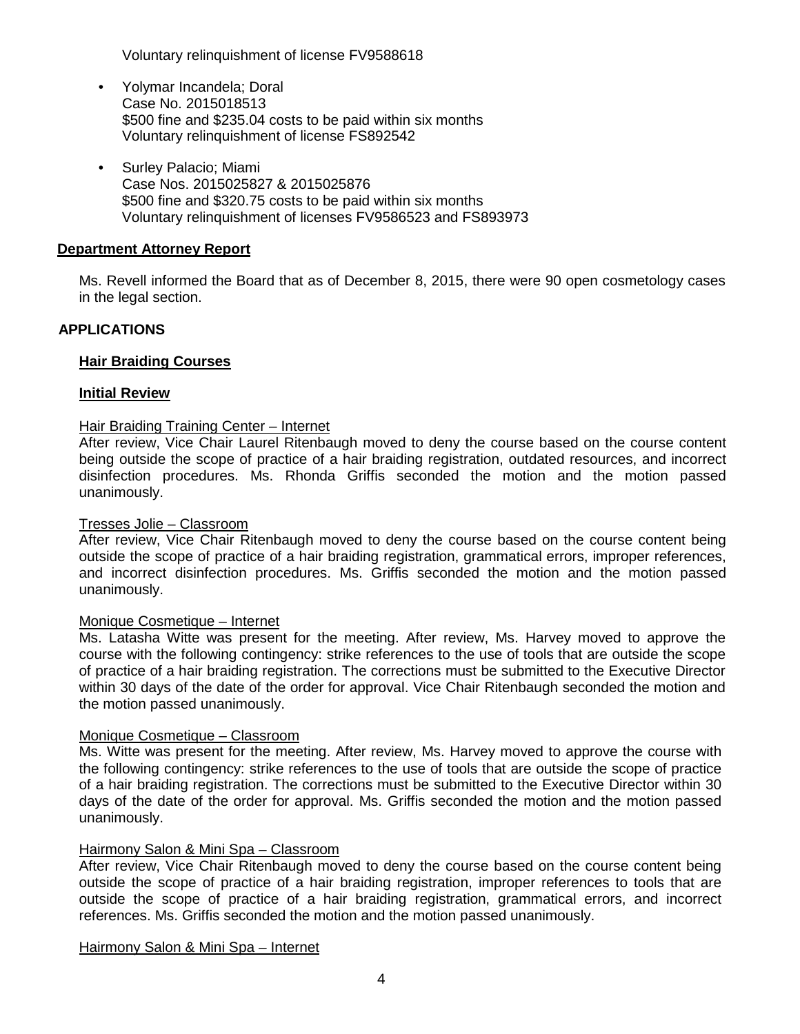Voluntary relinquishment of license FV9588618

- Yolymar Incandela; Doral
  Case No. 2015018513
  $500 fine and $235.04 costs to be paid within six months
  Voluntary relinquishment of license FS892542

- Surley Palacio; Miami
  Case Nos. 2015025827 & 2015025876
  $500 fine and $320.75 costs to be paid within six months
  Voluntary relinquishment of licenses FV9586523 and FS893973

**Department Attorney Report**

Ms. Revell informed the Board that as of December 8, 2015, there were 90 open cosmetology cases in the legal section.

**APPLICATIONS**

**Hair Braiding Courses**

**Initial Review**

Hair Braiding Training Center – Internet
After review, Vice Chair Laurel Ritenbaugh moved to deny the course based on the course content being outside the scope of practice of a hair braiding registration, outdated resources, and incorrect disinfection procedures. Ms. Rhonda Griffis seconded the motion and the motion passed unanimously.

Tresses Jolie – Classroom
After review, Vice Chair Ritenbaugh moved to deny the course based on the course content being outside the scope of practice of a hair braiding registration, grammatical errors, improper references, and incorrect disinfection procedures. Ms. Griffis seconded the motion and the motion passed unanimously.

Monique Cosmetique – Internet
Ms. Latasha Witte was present for the meeting. After review, Ms. Harvey moved to approve the course with the following contingency: strike references to the use of tools that are outside the scope of practice of a hair braiding registration. The corrections must be submitted to the Executive Director within 30 days of the date of the order for approval. Vice Chair Ritenbaugh seconded the motion and the motion passed unanimously.

Monique Cosmetique – Classroom
Ms. Witte was present for the meeting. After review, Ms. Harvey moved to approve the course with the following contingency: strike references to the use of tools that are outside the scope of practice of a hair braiding registration. The corrections must be submitted to the Executive Director within 30 days of the date of the order for approval. Ms. Griffis seconded the motion and the motion passed unanimously.

Hairmony Salon & Mini Spa – Classroom
After review, Vice Chair Ritenbaugh moved to deny the course based on the course content being outside the scope of practice of a hair braiding registration, improper references to tools that are outside the scope of practice of a hair braiding registration, grammatical errors, and incorrect references. Ms. Griffis seconded the motion and the motion passed unanimously.

Hairmony Salon & Mini Spa – Internet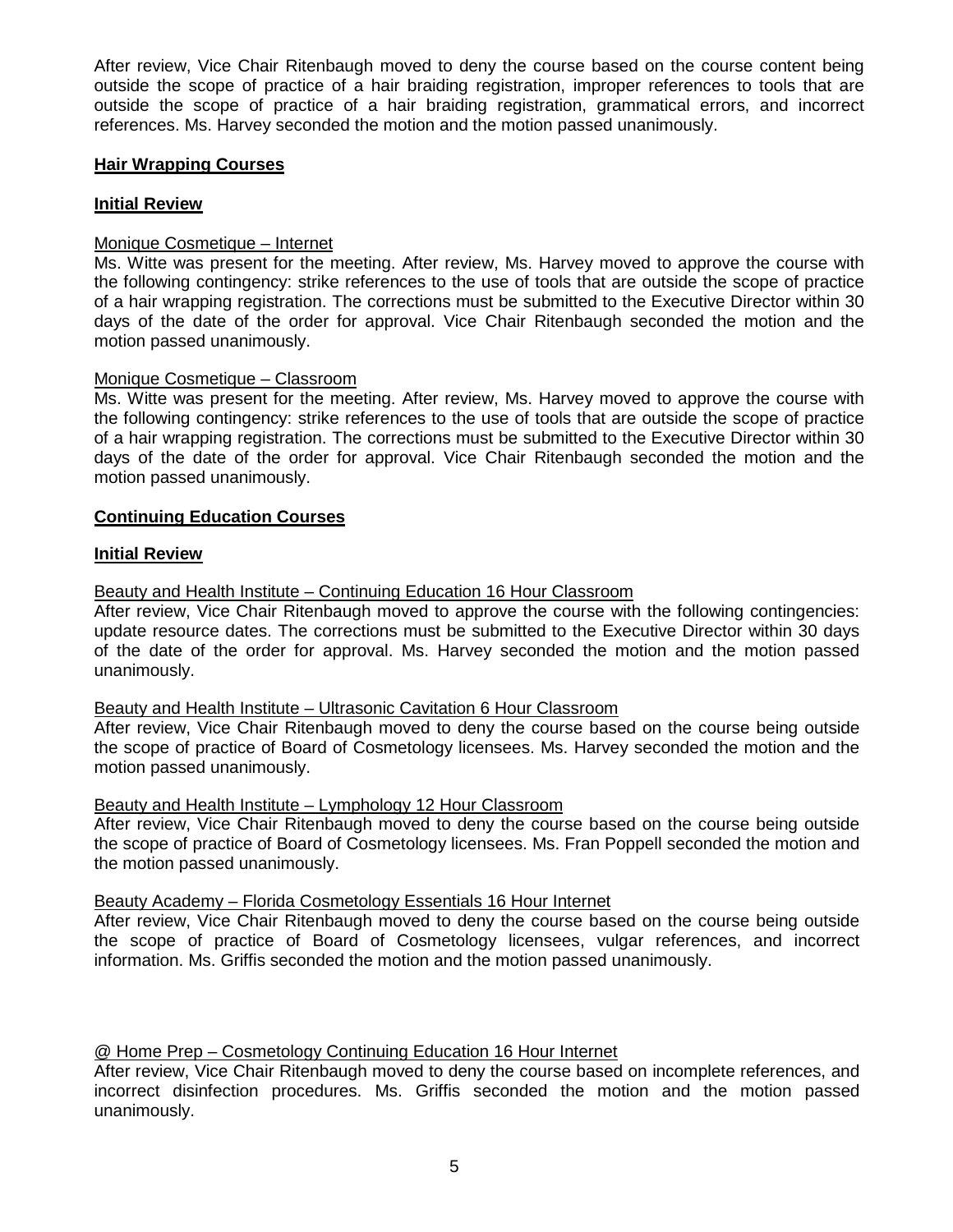After review, Vice Chair Ritenbaugh moved to deny the course based on the course content being outside the scope of practice of a hair braiding registration, improper references to tools that are outside the scope of practice of a hair braiding registration, grammatical errors, and incorrect references. Ms. Harvey seconded the motion and the motion passed unanimously.

**Hair Wrapping Courses**

**Initial Review**

Monique Cosmetique – Internet

Ms. Witte was present for the meeting. After review, Ms. Harvey moved to approve the course with the following contingency: strike references to the use of tools that are outside the scope of practice of a hair wrapping registration. The corrections must be submitted to the Executive Director within 30 days of the date of the order for approval. Vice Chair Ritenbaugh seconded the motion and the motion passed unanimously.

Monique Cosmetique – Classroom

Ms. Witte was present for the meeting. After review, Ms. Harvey moved to approve the course with the following contingency: strike references to the use of tools that are outside the scope of practice of a hair wrapping registration. The corrections must be submitted to the Executive Director within 30 days of the date of the order for approval. Vice Chair Ritenbaugh seconded the motion and the motion passed unanimously.

**Continuing Education Courses**

**Initial Review**

Beauty and Health Institute – Continuing Education 16 Hour Classroom

After review, Vice Chair Ritenbaugh moved to approve the course with the following contingencies: update resource dates. The corrections must be submitted to the Executive Director within 30 days of the date of the order for approval. Ms. Harvey seconded the motion and the motion passed unanimously.

Beauty and Health Institute – Ultrasonic Cavitation 6 Hour Classroom

After review, Vice Chair Ritenbaugh moved to deny the course based on the course being outside the scope of practice of Board of Cosmetology licensees. Ms. Harvey seconded the motion and the motion passed unanimously.

Beauty and Health Institute – Lymphology 12 Hour Classroom

After review, Vice Chair Ritenbaugh moved to deny the course based on the course being outside the scope of practice of Board of Cosmetology licensees. Ms. Fran Poppell seconded the motion and the motion passed unanimously.

Beauty Academy – Florida Cosmetology Essentials 16 Hour Internet

After review, Vice Chair Ritenbaugh moved to deny the course based on the course being outside the scope of practice of Board of Cosmetology licensees, vulgar references, and incorrect information. Ms. Griffis seconded the motion and the motion passed unanimously.

@ Home Prep – Cosmetology Continuing Education 16 Hour Internet

After review, Vice Chair Ritenbaugh moved to deny the course based on incomplete references, and incorrect disinfection procedures. Ms. Griffis seconded the motion and the motion passed unanimously.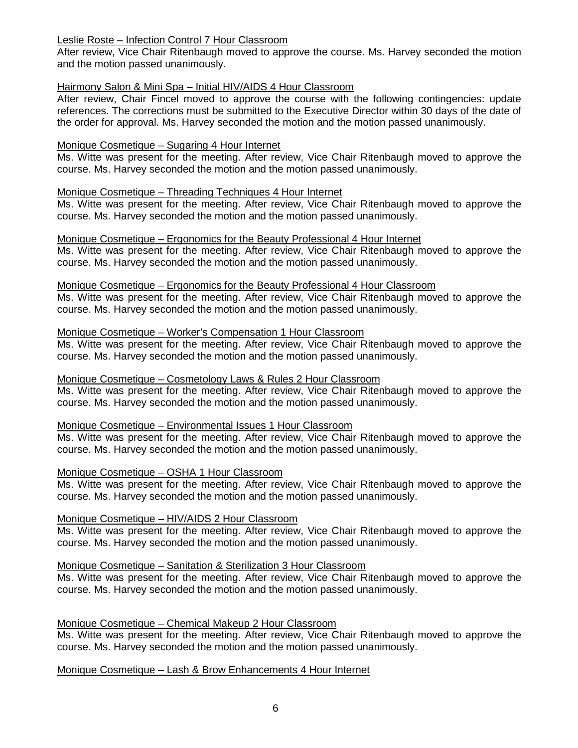Leslie Roste – Infection Control 7 Hour Classroom

After review, Vice Chair Ritenbaugh moved to approve the course. Ms. Harvey seconded the motion and the motion passed unanimously.

Hairmony Salon & Mini Spa – Initial HIV/AIDS 4 Hour Classroom

After review, Chair Fincel moved to approve the course with the following contingencies: update references. The corrections must be submitted to the Executive Director within 30 days of the date of the order for approval. Ms. Harvey seconded the motion and the motion passed unanimously.

Monique Cosmetique – Sugaring 4 Hour Internet

Ms. Witte was present for the meeting. After review, Vice Chair Ritenbaugh moved to approve the course. Ms. Harvey seconded the motion and the motion passed unanimously.

Monique Cosmetique – Threading Techniques 4 Hour Internet

Ms. Witte was present for the meeting. After review, Vice Chair Ritenbaugh moved to approve the course. Ms. Harvey seconded the motion and the motion passed unanimously.

Monique Cosmetique – Ergonomics for the Beauty Professional 4 Hour Internet

Ms. Witte was present for the meeting. After review, Vice Chair Ritenbaugh moved to approve the course. Ms. Harvey seconded the motion and the motion passed unanimously.

Monique Cosmetique – Ergonomics for the Beauty Professional 4 Hour Classroom

Ms. Witte was present for the meeting. After review, Vice Chair Ritenbaugh moved to approve the course. Ms. Harvey seconded the motion and the motion passed unanimously.

Monique Cosmetique – Worker's Compensation 1 Hour Classroom

Ms. Witte was present for the meeting. After review, Vice Chair Ritenbaugh moved to approve the course. Ms. Harvey seconded the motion and the motion passed unanimously.

Monique Cosmetique – Cosmetology Laws & Rules 2 Hour Classroom

Ms. Witte was present for the meeting. After review, Vice Chair Ritenbaugh moved to approve the course. Ms. Harvey seconded the motion and the motion passed unanimously.

Monique Cosmetique – Environmental Issues 1 Hour Classroom

Ms. Witte was present for the meeting. After review, Vice Chair Ritenbaugh moved to approve the course. Ms. Harvey seconded the motion and the motion passed unanimously.

Monique Cosmetique – OSHA 1 Hour Classroom

Ms. Witte was present for the meeting. After review, Vice Chair Ritenbaugh moved to approve the course. Ms. Harvey seconded the motion and the motion passed unanimously.

Monique Cosmetique – HIV/AIDS 2 Hour Classroom

Ms. Witte was present for the meeting. After review, Vice Chair Ritenbaugh moved to approve the course. Ms. Harvey seconded the motion and the motion passed unanimously.

Monique Cosmetique – Sanitation & Sterilization 3 Hour Classroom

Ms. Witte was present for the meeting. After review, Vice Chair Ritenbaugh moved to approve the course. Ms. Harvey seconded the motion and the motion passed unanimously.

Monique Cosmetique – Chemical Makeup 2 Hour Classroom

Ms. Witte was present for the meeting. After review, Vice Chair Ritenbaugh moved to approve the course. Ms. Harvey seconded the motion and the motion passed unanimously.

Monique Cosmetique – Lash & Brow Enhancements 4 Hour Internet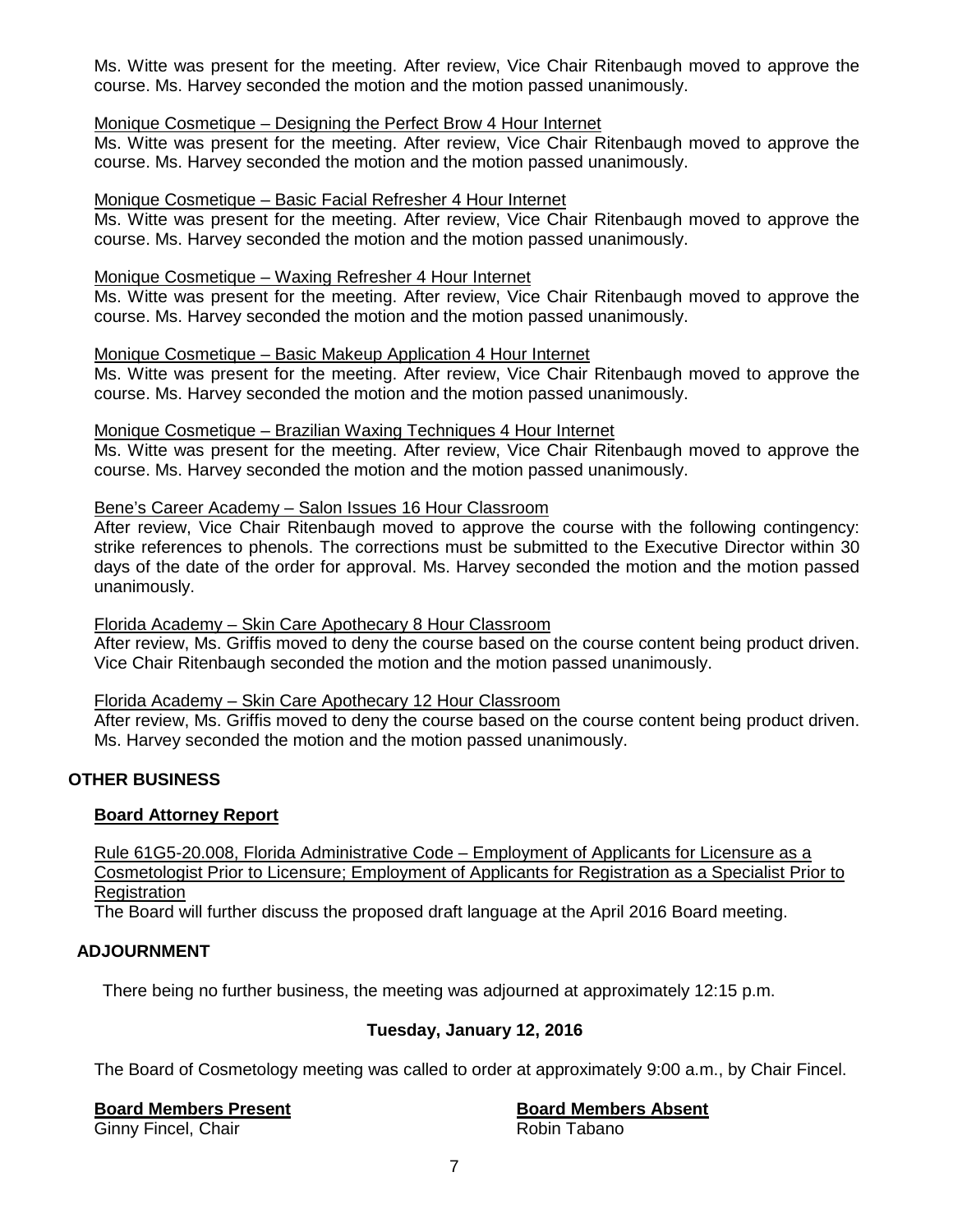Ms. Witte was present for the meeting. After review, Vice Chair Ritenbaugh moved to approve the course. Ms. Harvey seconded the motion and the motion passed unanimously.

Monique Cosmetique – Designing the Perfect Brow 4 Hour Internet
Ms. Witte was present for the meeting. After review, Vice Chair Ritenbaugh moved to approve the course. Ms. Harvey seconded the motion and the motion passed unanimously.

Monique Cosmetique – Basic Facial Refresher 4 Hour Internet
Ms. Witte was present for the meeting. After review, Vice Chair Ritenbaugh moved to approve the course. Ms. Harvey seconded the motion and the motion passed unanimously.

Monique Cosmetique – Waxing Refresher 4 Hour Internet
Ms. Witte was present for the meeting. After review, Vice Chair Ritenbaugh moved to approve the course. Ms. Harvey seconded the motion and the motion passed unanimously.

Monique Cosmetique – Basic Makeup Application 4 Hour Internet
Ms. Witte was present for the meeting. After review, Vice Chair Ritenbaugh moved to approve the course. Ms. Harvey seconded the motion and the motion passed unanimously.

Monique Cosmetique – Brazilian Waxing Techniques 4 Hour Internet
Ms. Witte was present for the meeting. After review, Vice Chair Ritenbaugh moved to approve the course. Ms. Harvey seconded the motion and the motion passed unanimously.

Bene's Career Academy – Salon Issues 16 Hour Classroom
After review, Vice Chair Ritenbaugh moved to approve the course with the following contingency: strike references to phenols. The corrections must be submitted to the Executive Director within 30 days of the date of the order for approval. Ms. Harvey seconded the motion and the motion passed unanimously.

Florida Academy – Skin Care Apothecary 8 Hour Classroom
After review, Ms. Griffis moved to deny the course based on the course content being product driven. Vice Chair Ritenbaugh seconded the motion and the motion passed unanimously.

Florida Academy – Skin Care Apothecary 12 Hour Classroom
After review, Ms. Griffis moved to deny the course based on the course content being product driven. Ms. Harvey seconded the motion and the motion passed unanimously.

## OTHER BUSINESS

### Board Attorney Report

Rule 61G5-20.008, Florida Administrative Code – Employment of Applicants for Licensure as a Cosmetologist Prior to Licensure; Employment of Applicants for Registration as a Specialist Prior to Registration
The Board will further discuss the proposed draft language at the April 2016 Board meeting.

## ADJOURNMENT

There being no further business, the meeting was adjourned at approximately 12:15 p.m.

### Tuesday, January 12, 2016

The Board of Cosmetology meeting was called to order at approximately 9:00 a.m., by Chair Fincel.

**Board Members Present**
Ginny Fincel, Chair

**Board Members Absent**
Robin Tabano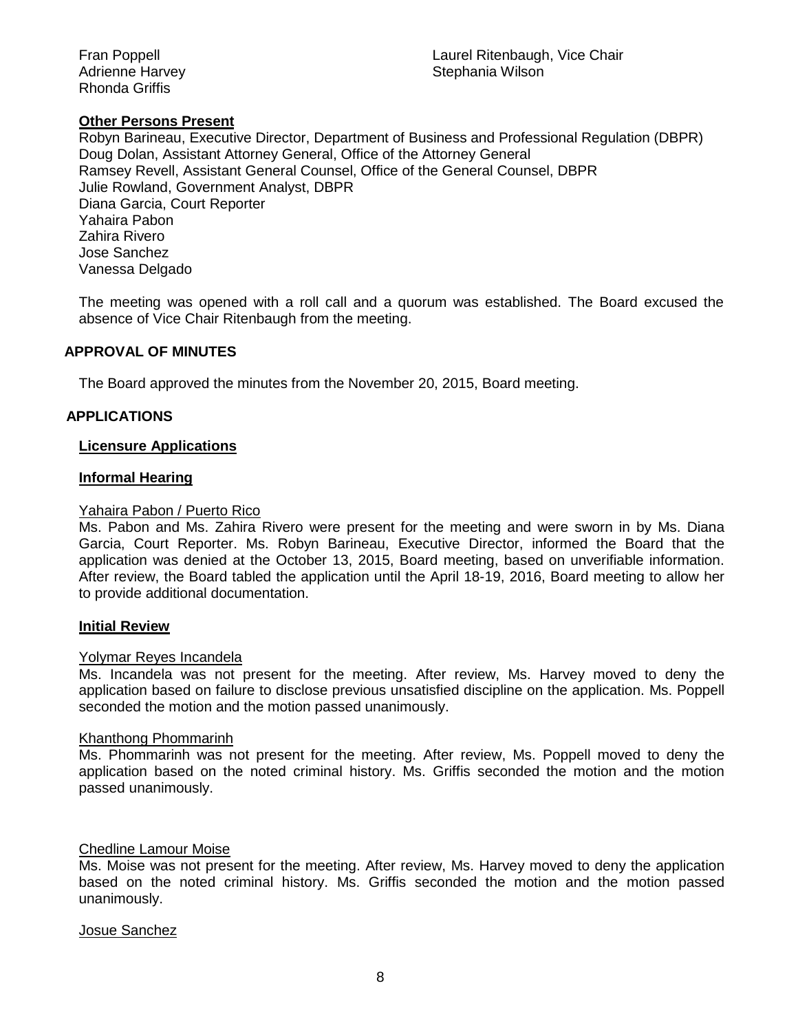Fran Poppell
Adrienne Harvey
Rhonda Griffis

Laurel Ritenbaugh, Vice Chair
Stephania Wilson

**Other Persons Present**

Robyn Barineau, Executive Director, Department of Business and Professional Regulation (DBPR)
Doug Dolan, Assistant Attorney General, Office of the Attorney General
Ramsey Revell, Assistant General Counsel, Office of the General Counsel, DBPR
Julie Rowland, Government Analyst, DBPR
Diana Garcia, Court Reporter
Yahaira Pabon
Zahira Rivero
Jose Sanchez
Vanessa Delgado

The meeting was opened with a roll call and a quorum was established. The Board excused the absence of Vice Chair Ritenbaugh from the meeting.

## APPROVAL OF MINUTES

The Board approved the minutes from the November 20, 2015, Board meeting.

## APPLICATIONS

**Licensure Applications**

**Informal Hearing**

Yahaira Pabon / Puerto Rico
Ms. Pabon and Ms. Zahira Rivero were present for the meeting and were sworn in by Ms. Diana Garcia, Court Reporter. Ms. Robyn Barineau, Executive Director, informed the Board that the application was denied at the October 13, 2015, Board meeting, based on unverifiable information. After review, the Board tabled the application until the April 18-19, 2016, Board meeting to allow her to provide additional documentation.

**Initial Review**

Yolymar Reyes Incandela
Ms. Incandela was not present for the meeting. After review, Ms. Harvey moved to deny the application based on failure to disclose previous unsatisfied discipline on the application. Ms. Poppell seconded the motion and the motion passed unanimously.

Khanthong Phommarinh
Ms. Phommarinh was not present for the meeting. After review, Ms. Poppell moved to deny the application based on the noted criminal history. Ms. Griffis seconded the motion and the motion passed unanimously.

Chedline Lamour Moise
Ms. Moise was not present for the meeting. After review, Ms. Harvey moved to deny the application based on the noted criminal history. Ms. Griffis seconded the motion and the motion passed unanimously.

Josue Sanchez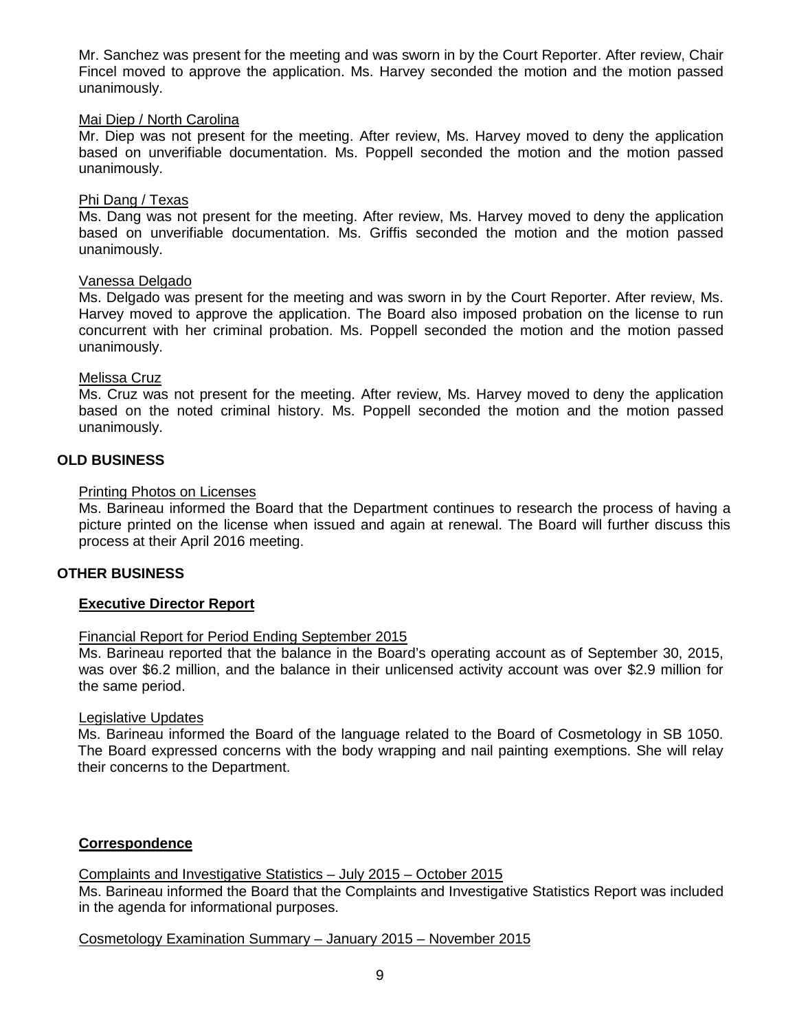Mr. Sanchez was present for the meeting and was sworn in by the Court Reporter. After review, Chair Fincel moved to approve the application. Ms. Harvey seconded the motion and the motion passed unanimously.

Mai Diep / North Carolina

Mr. Diep was not present for the meeting. After review, Ms. Harvey moved to deny the application based on unverifiable documentation. Ms. Poppell seconded the motion and the motion passed unanimously.

Phi Dang / Texas

Ms. Dang was not present for the meeting. After review, Ms. Harvey moved to deny the application based on unverifiable documentation. Ms. Griffis seconded the motion and the motion passed unanimously.

Vanessa Delgado

Ms. Delgado was present for the meeting and was sworn in by the Court Reporter. After review, Ms. Harvey moved to approve the application. The Board also imposed probation on the license to run concurrent with her criminal probation. Ms. Poppell seconded the motion and the motion passed unanimously.

Melissa Cruz

Ms. Cruz was not present for the meeting. After review, Ms. Harvey moved to deny the application based on the noted criminal history. Ms. Poppell seconded the motion and the motion passed unanimously.

## OLD BUSINESS

Printing Photos on Licenses

Ms. Barineau informed the Board that the Department continues to research the process of having a picture printed on the license when issued and again at renewal. The Board will further discuss this process at their April 2016 meeting.

## OTHER BUSINESS

### Executive Director Report

Financial Report for Period Ending September 2015

Ms. Barineau reported that the balance in the Board's operating account as of September 30, 2015, was over $6.2 million, and the balance in their unlicensed activity account was over $2.9 million for the same period.

Legislative Updates

Ms. Barineau informed the Board of the language related to the Board of Cosmetology in SB 1050. The Board expressed concerns with the body wrapping and nail painting exemptions. She will relay their concerns to the Department.

### Correspondence

Complaints and Investigative Statistics – July 2015 – October 2015

Ms. Barineau informed the Board that the Complaints and Investigative Statistics Report was included in the agenda for informational purposes.

Cosmetology Examination Summary – January 2015 – November 2015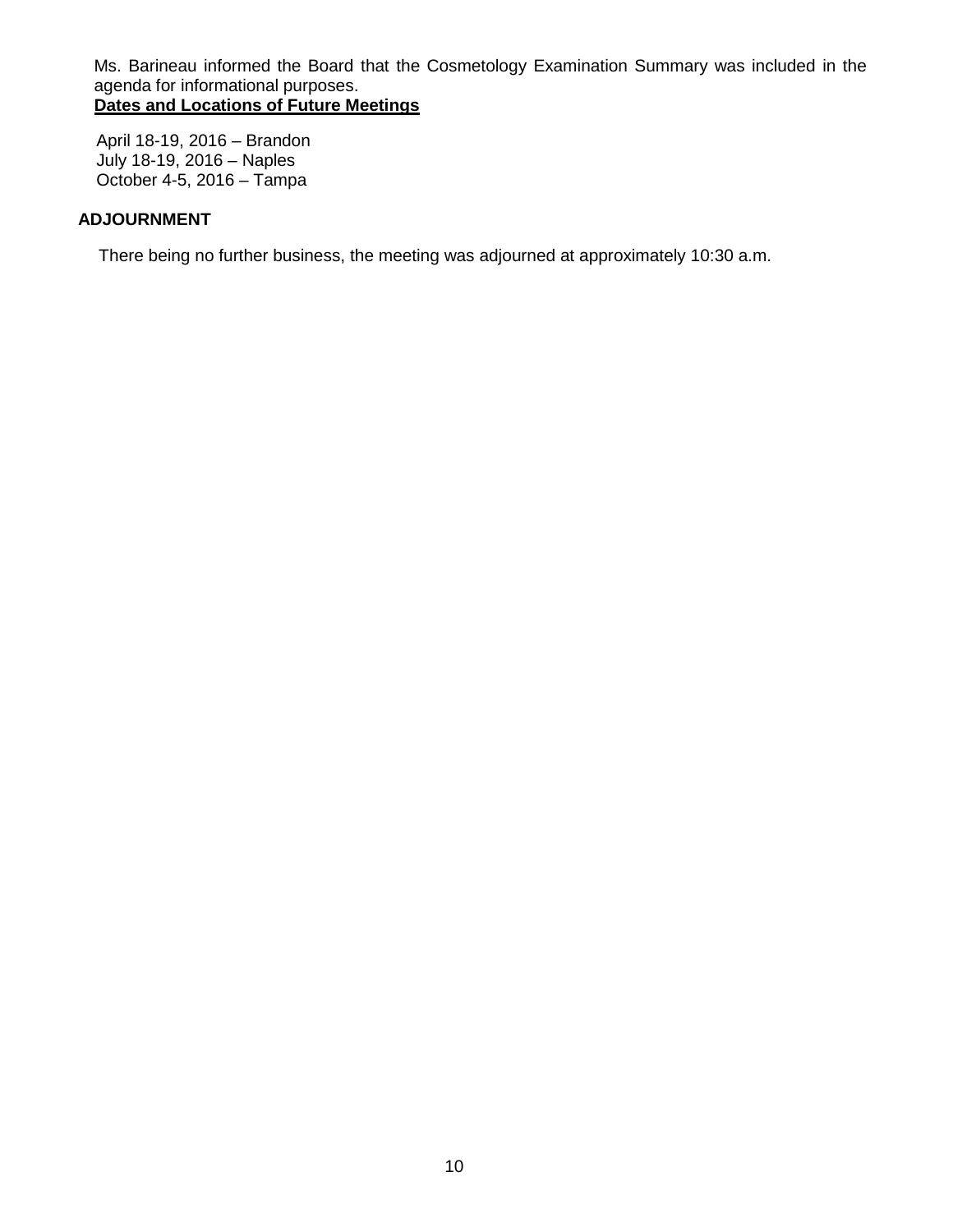Ms. Barineau informed the Board that the Cosmetology Examination Summary was included in the agenda for informational purposes.

**Dates and Locations of Future Meetings**

April 18-19, 2016 – Brandon
July 18-19, 2016 – Naples
October 4-5, 2016 – Tampa

## ADJOURNMENT

There being no further business, the meeting was adjourned at approximately 10:30 a.m.